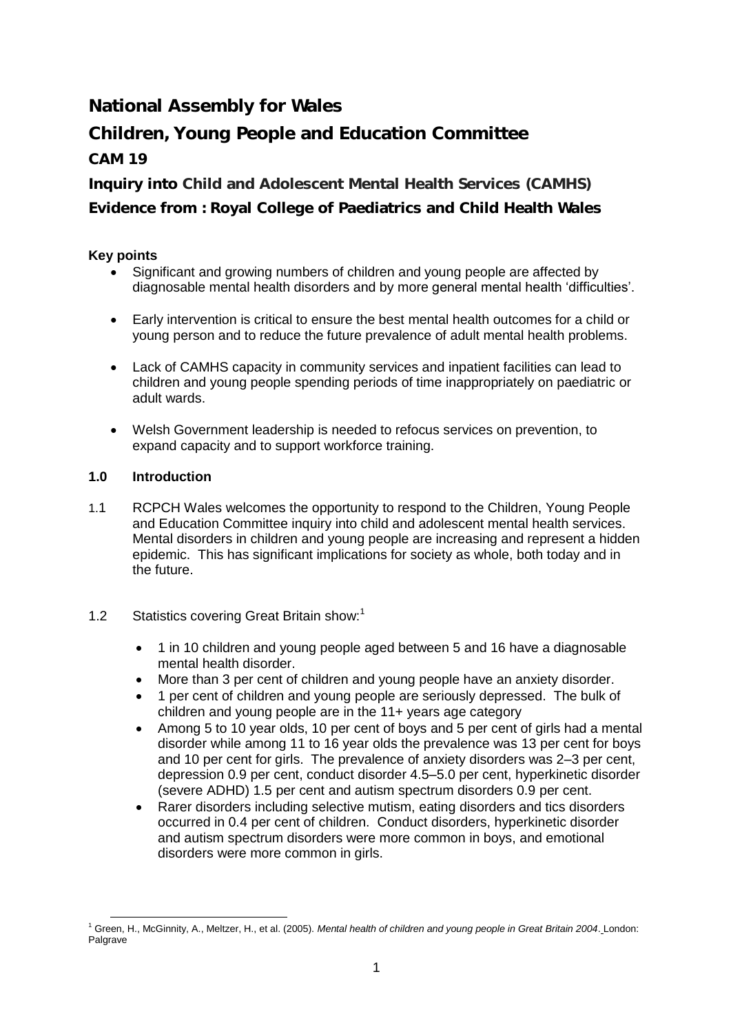# National Assembly for Wales

## Children, Young People and Education Committee

### CAM 19

### Inquiry into Child and Adolescent Mental Health Services (CAMHS)

### Evidence from : Royal College of Paediatrics and Child Health Wales

**Key points**

- Significant and growing numbers of children and young people are affected by diagnosable mental health disorders and by more general mental health 'difficulties'.
- Early intervention is critical to ensure the best mental health outcomes for a child or young person and to reduce the future prevalence of adult mental health problems.
- Lack of CAMHS capacity in community services and inpatient facilities can lead to children and young people spending periods of time inappropriately on paediatric or adult wards.
- Welsh Government leadership is needed to refocus services on prevention, to expand capacity and to support workforce training.

**1.0 Introduction**

1.1 RCPCH Wales welcomes the opportunity to respond to the Children, Young People and Education Committee inquiry into child and adolescent mental health services. Mental disorders in children and young people are increasing and represent a hidden epidemic. This has significant implications for society as whole, both today and in the future.

1.2 Statistics covering Great Britain show:[1]

- 1 in 10 children and young people aged between 5 and 16 have a diagnosable mental health disorder.
- More than 3 per cent of children and young people have an anxiety disorder.
- 1 per cent of children and young people are seriously depressed. The bulk of children and young people are in the 11+ years age category
- Among 5 to 10 year olds, 10 per cent of boys and 5 per cent of girls had a mental disorder while among 11 to 16 year olds the prevalence was 13 per cent for boys and 10 per cent for girls. The prevalence of anxiety disorders was 2–3 per cent, depression 0.9 per cent, conduct disorder 4.5–5.0 per cent, hyperkinetic disorder (severe ADHD) 1.5 per cent and autism spectrum disorders 0.9 per cent.
- Rarer disorders including selective mutism, eating disorders and tics disorders occurred in 0.4 per cent of children. Conduct disorders, hyperkinetic disorder and autism spectrum disorders were more common in boys, and emotional disorders were more common in girls.

[1] Green, H., McGinnity, A., Meltzer, H., et al. (2005). *Mental health of children and young people in Great Britain 2004*. London: Palgrave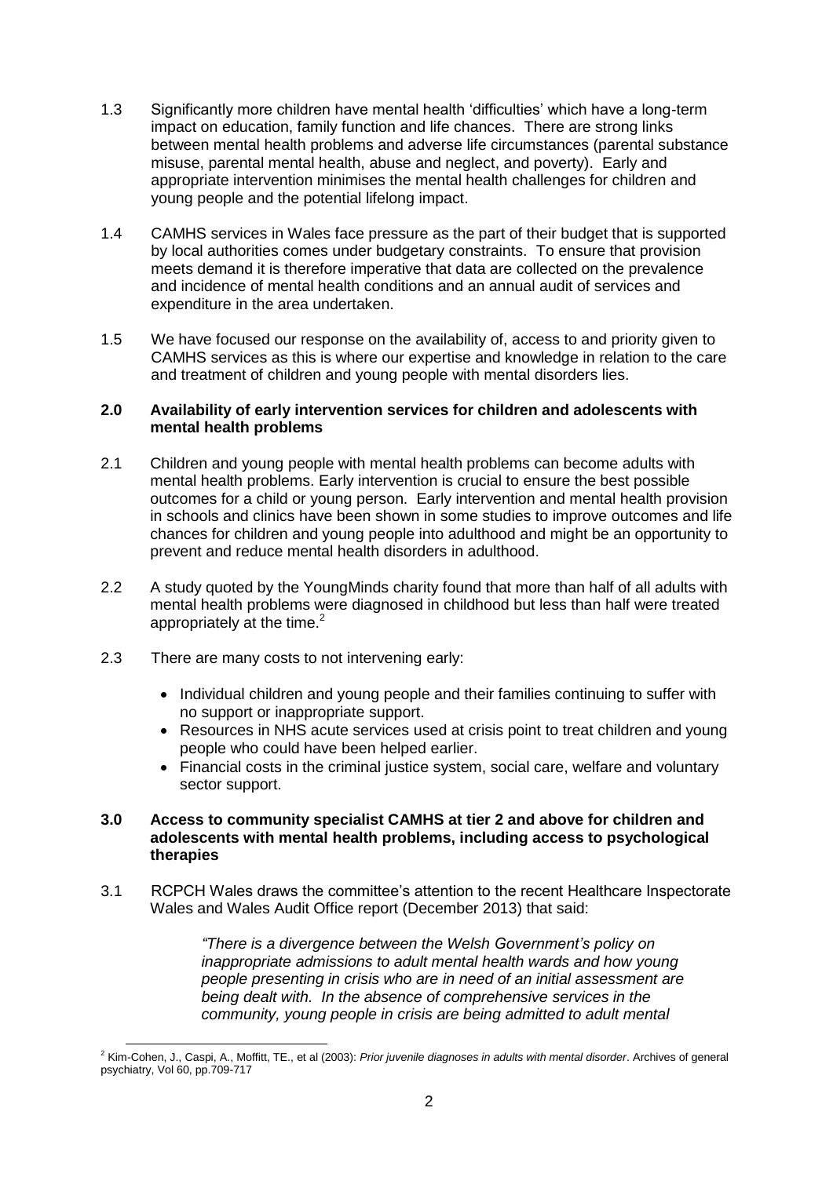1.3 Significantly more children have mental health 'difficulties' which have a long-term impact on education, family function and life chances. There are strong links between mental health problems and adverse life circumstances (parental substance misuse, parental mental health, abuse and neglect, and poverty). Early and appropriate intervention minimises the mental health challenges for children and young people and the potential lifelong impact.

1.4 CAMHS services in Wales face pressure as the part of their budget that is supported by local authorities comes under budgetary constraints. To ensure that provision meets demand it is therefore imperative that data are collected on the prevalence and incidence of mental health conditions and an annual audit of services and expenditure in the area undertaken.

1.5 We have focused our response on the availability of, access to and priority given to CAMHS services as this is where our expertise and knowledge in relation to the care and treatment of children and young people with mental disorders lies.

## 2.0 Availability of early intervention services for children and adolescents with mental health problems

2.1 Children and young people with mental health problems can become adults with mental health problems. Early intervention is crucial to ensure the best possible outcomes for a child or young person. Early intervention and mental health provision in schools and clinics have been shown in some studies to improve outcomes and life chances for children and young people into adulthood and might be an opportunity to prevent and reduce mental health disorders in adulthood.

2.2 A study quoted by the YoungMinds charity found that more than half of all adults with mental health problems were diagnosed in childhood but less than half were treated appropriately at the time.[2]

2.3 There are many costs to not intervening early:

- Individual children and young people and their families continuing to suffer with no support or inappropriate support.
- Resources in NHS acute services used at crisis point to treat children and young people who could have been helped earlier.
- Financial costs in the criminal justice system, social care, welfare and voluntary sector support.

## 3.0 Access to community specialist CAMHS at tier 2 and above for children and adolescents with mental health problems, including access to psychological therapies

3.1 RCPCH Wales draws the committee's attention to the recent Healthcare Inspectorate Wales and Wales Audit Office report (December 2013) that said:

> *"There is a divergence between the Welsh Government's policy on inappropriate admissions to adult mental health wards and how young people presenting in crisis who are in need of an initial assessment are being dealt with. In the absence of comprehensive services in the community, young people in crisis are being admitted to adult mental*

---

[2] Kim-Cohen, J., Caspi, A., Moffitt, TE., et al (2003): *Prior juvenile diagnoses in adults with mental disorder*. Archives of general psychiatry, Vol 60, pp.709-717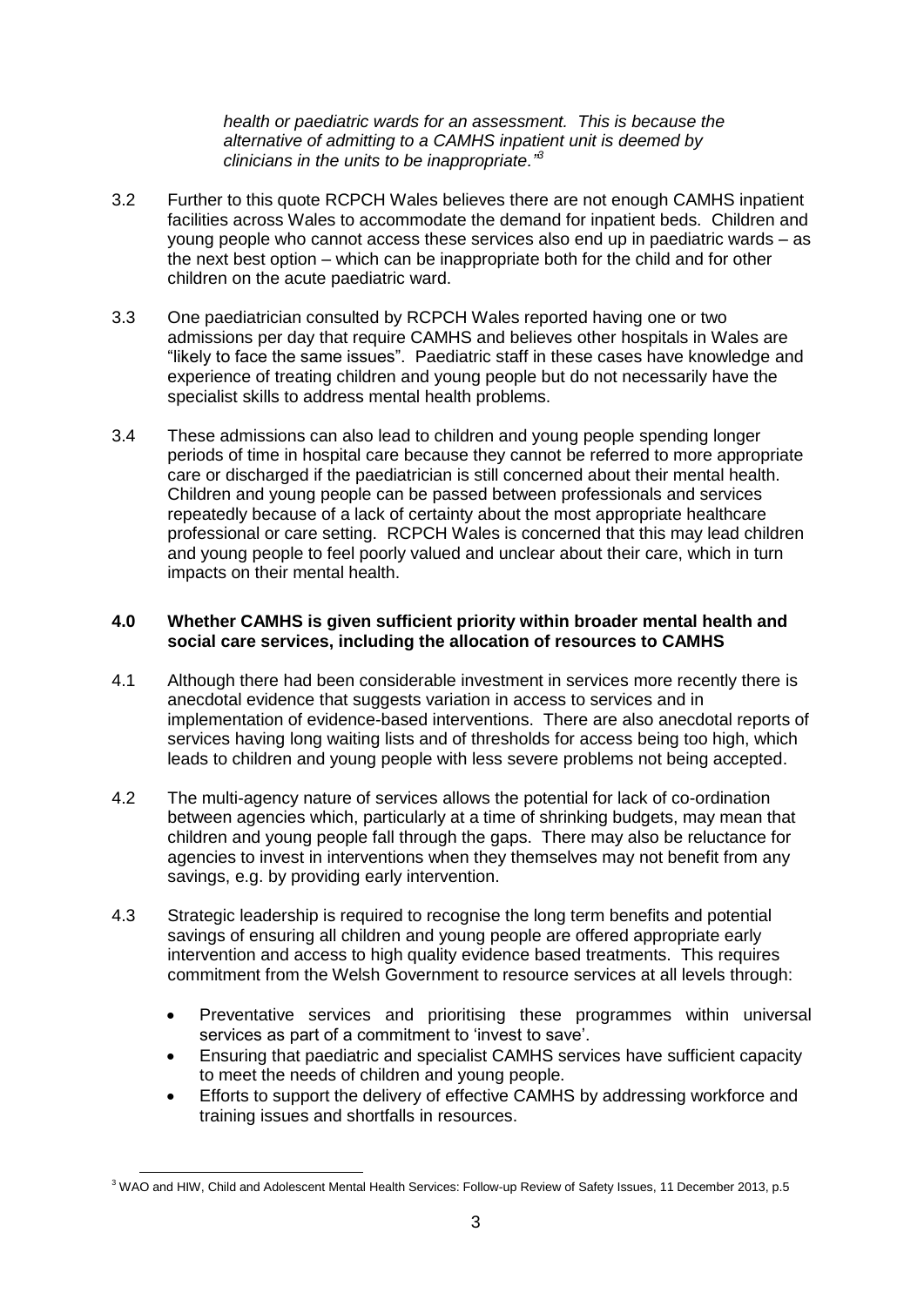*health or paediatric wards for an assessment. This is because the alternative of admitting to a CAMHS inpatient unit is deemed by clinicians in the units to be inappropriate."*[3]

3.2 Further to this quote RCPCH Wales believes there are not enough CAMHS inpatient facilities across Wales to accommodate the demand for inpatient beds. Children and young people who cannot access these services also end up in paediatric wards – as the next best option – which can be inappropriate both for the child and for other children on the acute paediatric ward.

3.3 One paediatrician consulted by RCPCH Wales reported having one or two admissions per day that require CAMHS and believes other hospitals in Wales are "likely to face the same issues". Paediatric staff in these cases have knowledge and experience of treating children and young people but do not necessarily have the specialist skills to address mental health problems.

3.4 These admissions can also lead to children and young people spending longer periods of time in hospital care because they cannot be referred to more appropriate care or discharged if the paediatrician is still concerned about their mental health. Children and young people can be passed between professionals and services repeatedly because of a lack of certainty about the most appropriate healthcare professional or care setting. RCPCH Wales is concerned that this may lead children and young people to feel poorly valued and unclear about their care, which in turn impacts on their mental health.

## 4.0 Whether CAMHS is given sufficient priority within broader mental health and social care services, including the allocation of resources to CAMHS

4.1 Although there had been considerable investment in services more recently there is anecdotal evidence that suggests variation in access to services and in implementation of evidence-based interventions. There are also anecdotal reports of services having long waiting lists and of thresholds for access being too high, which leads to children and young people with less severe problems not being accepted.

4.2 The multi-agency nature of services allows the potential for lack of co-ordination between agencies which, particularly at a time of shrinking budgets, may mean that children and young people fall through the gaps. There may also be reluctance for agencies to invest in interventions when they themselves may not benefit from any savings, e.g. by providing early intervention.

4.3 Strategic leadership is required to recognise the long term benefits and potential savings of ensuring all children and young people are offered appropriate early intervention and access to high quality evidence based treatments. This requires commitment from the Welsh Government to resource services at all levels through:

- Preventative services and prioritising these programmes within universal services as part of a commitment to 'invest to save'.
- Ensuring that paediatric and specialist CAMHS services have sufficient capacity to meet the needs of children and young people.
- Efforts to support the delivery of effective CAMHS by addressing workforce and training issues and shortfalls in resources.

[3] WAO and HIW, Child and Adolescent Mental Health Services: Follow-up Review of Safety Issues, 11 December 2013, p.5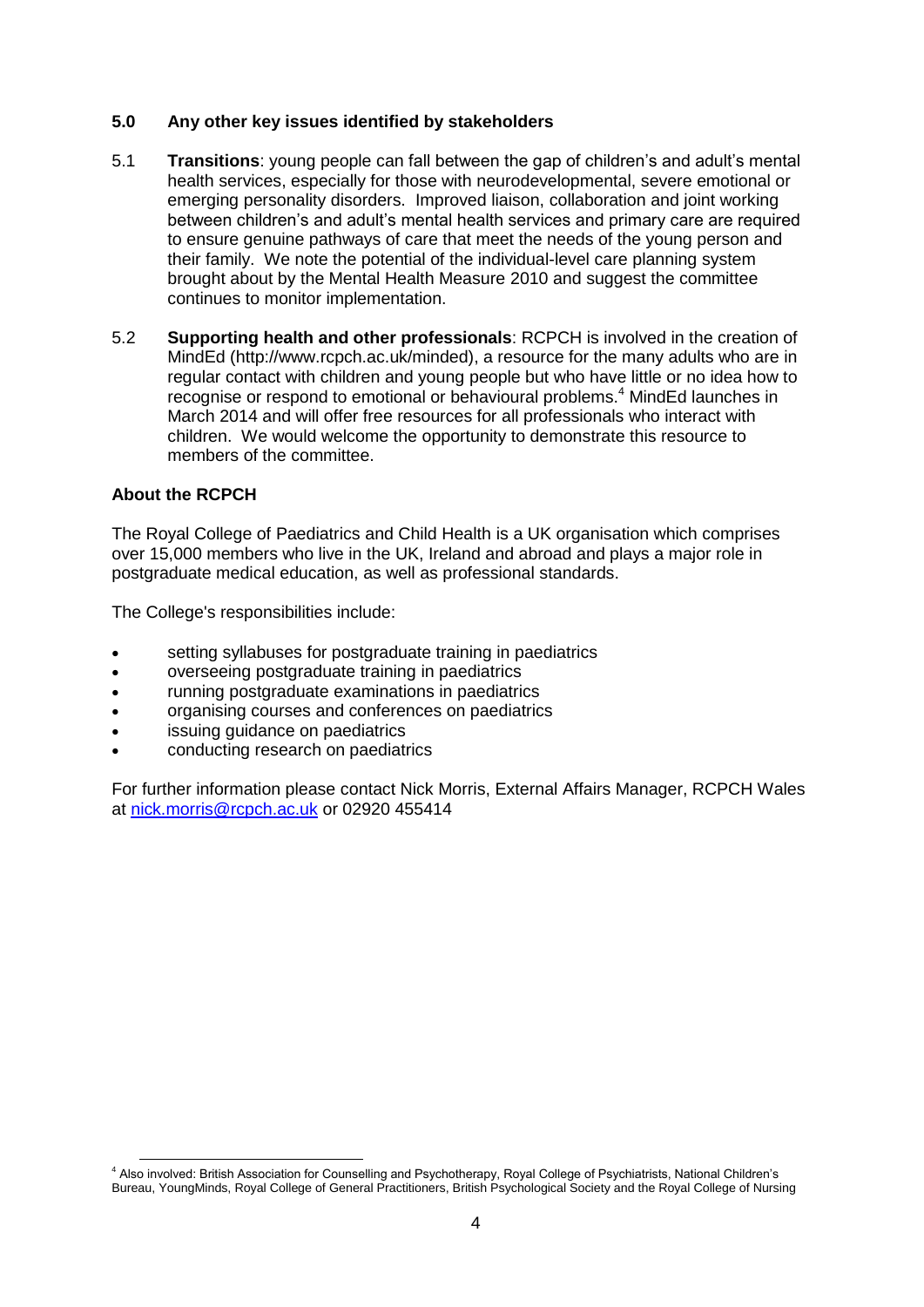## 5.0 Any other key issues identified by stakeholders

5.1 **Transitions**: young people can fall between the gap of children's and adult's mental health services, especially for those with neurodevelopmental, severe emotional or emerging personality disorders. Improved liaison, collaboration and joint working between children's and adult's mental health services and primary care are required to ensure genuine pathways of care that meet the needs of the young person and their family. We note the potential of the individual-level care planning system brought about by the Mental Health Measure 2010 and suggest the committee continues to monitor implementation.

5.2 **Supporting health and other professionals**: RCPCH is involved in the creation of MindEd (http://www.rcpch.ac.uk/minded), a resource for the many adults who are in regular contact with children and young people but who have little or no idea how to recognise or respond to emotional or behavioural problems.[4] MindEd launches in March 2014 and will offer free resources for all professionals who interact with children. We would welcome the opportunity to demonstrate this resource to members of the committee.

### About the RCPCH

The Royal College of Paediatrics and Child Health is a UK organisation which comprises over 15,000 members who live in the UK, Ireland and abroad and plays a major role in postgraduate medical education, as well as professional standards.

The College's responsibilities include:

- setting syllabuses for postgraduate training in paediatrics
- overseeing postgraduate training in paediatrics
- running postgraduate examinations in paediatrics
- organising courses and conferences on paediatrics
- issuing guidance on paediatrics
- conducting research on paediatrics

For further information please contact Nick Morris, External Affairs Manager, RCPCH Wales at nick.morris@rcpch.ac.uk or 02920 455414

[4] Also involved: British Association for Counselling and Psychotherapy, Royal College of Psychiatrists, National Children's Bureau, YoungMinds, Royal College of General Practitioners, British Psychological Society and the Royal College of Nursing